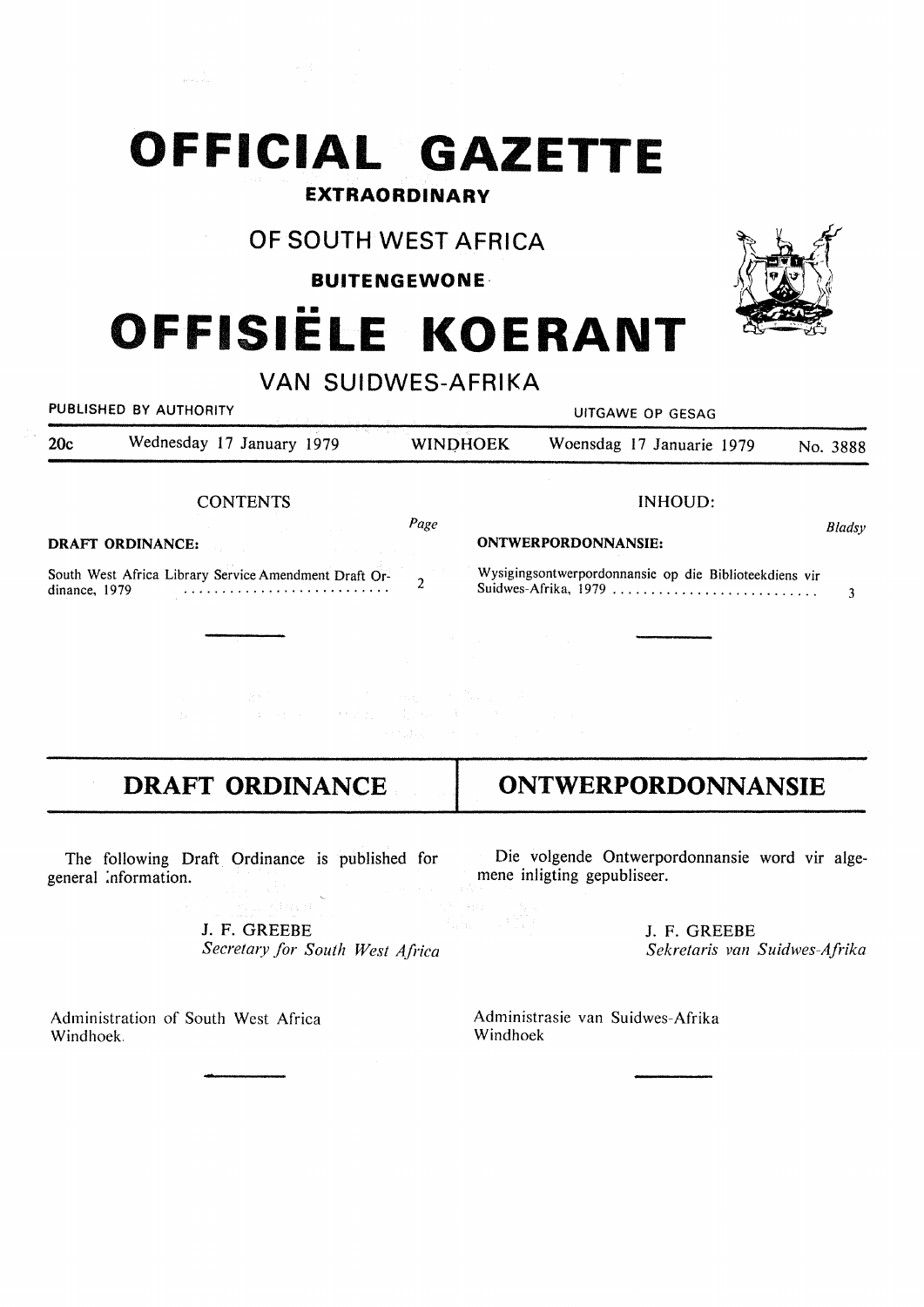# OFFICIAL GAZETTE

**EXTRAORDINARY**

## OF SOUTH WEST AFRICA

**BUITENGEWONE**

# OFFISIËLE KOERANT

## VAN SUIDWES-AFRIKA

PUBLISHED BY AUTHORITY — UITGAWE OP GESAG

20c — Wednesday 17 January 1979 — WINDHOEK — Woensdag 17 Januarie 1979 — No. 3888

### CONTENTS

| | Page |
|---|---|
| **DRAFT ORDINANCE:** | |
| South West Africa Library Service Amendment Draft Ordinance, 1979 | 2 |

### INHOUD:

| | Bladsy |
|---|---|
| **ONTWERPORDONNANSIE:** | |
| Wysigingsontwerpordonnansie op die Biblioteekdiens vir Suidwes-Afrika, 1979 | 3 |

---

## DRAFT ORDINANCE

The following Draft Ordinance is published for general information.

J. F. GREEBE
*Secretary for South West Africa*

Administration of South West Africa
Windhoek.

## ONTWERPORDONNANSIE

Die volgende Ontwerpordonnansie word vir algemene inligting gepubliseer.

J. F. GREEBE
*Sekretaris van Suidwes-Afrika*

Administrasie van Suidwes-Afrika
Windhoek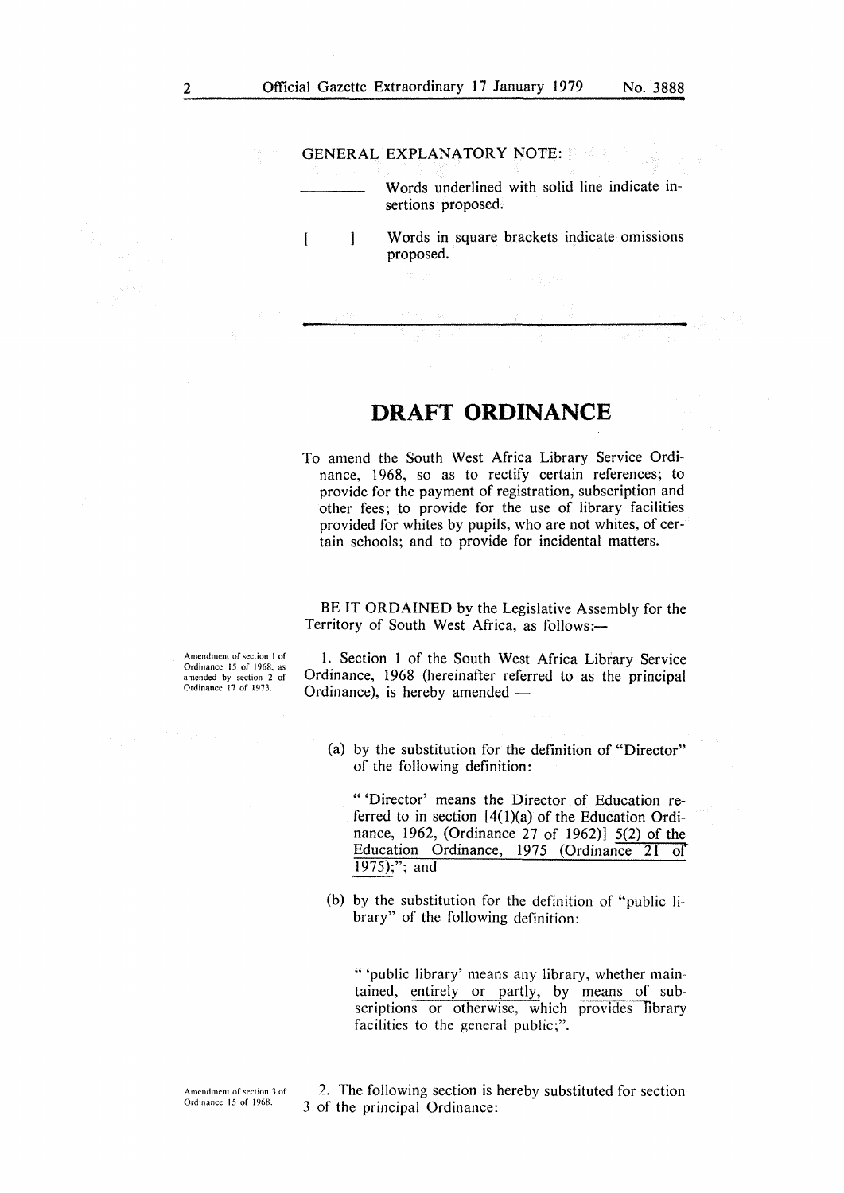GENERAL EXPLANATORY NOTE:

\_\_\_\_\_\_\_\_ Words underlined with solid line indicate insertions proposed.

[ ] Words in square brackets indicate omissions proposed.

---

# DRAFT ORDINANCE

To amend the South West Africa Library Service Ordinance, 1968, so as to rectify certain references; to provide for the payment of registration, subscription and other fees; to provide for the use of library facilities provided for whites by pupils, who are not whites, of certain schools; and to provide for incidental matters.

BE IT ORDAINED by the Legislative Assembly for the Territory of South West Africa, as follows:—

*Amendment of section 1 of Ordinance 15 of 1968, as amended by section 2 of Ordinance 17 of 1973.*

1. Section 1 of the South West Africa Library Service Ordinance, 1968 (hereinafter referred to as the principal Ordinance), is hereby amended —

(a) by the substitution for the definition of "Director" of the following definition:

"'Director' means the Director of Education referred to in section [4(1)(a) of the Education Ordinance, 1962, (Ordinance 27 of 1962)] <u>5(2) of the Education Ordinance, 1975 (Ordinance 21 of 1975)</u>;"; and

(b) by the substitution for the definition of "public library" of the following definition:

"'public library' means any library, whether maintained, <u>entirely or partly</u>, by <u>means of</u> subscriptions or otherwise, which <u>provides</u> library facilities to the general public;".

*Amendment of section 3 of Ordinance 15 of 1968.*

2. The following section is hereby substituted for section 3 of the principal Ordinance: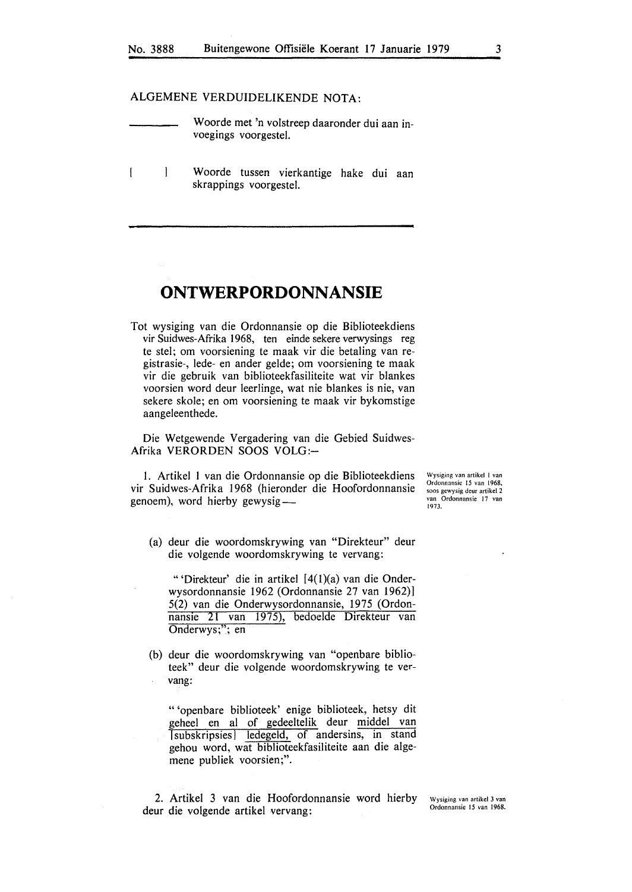ALGEMENE VERDUIDELIKENDE NOTA:

| | |
|---|---|
| ________ | Woorde met 'n volstreep daaronder dui aan invoegings voorgestel. |
| [ ] | Woorde tussen vierkantige hake dui aan skrappings voorgestel. |

# ONTWERPORDONNANSIE

Tot wysiging van die Ordonnansie op die Biblioteekdiens vir Suidwes-Afrika 1968, ten einde sekere verwysings reg te stel; om voorsiening te maak vir die betaling van registrasie-, lede- en ander gelde; om voorsiening te maak vir die gebruik van biblioteekfasiliteite wat vir blankes voorsien word deur leerlinge, wat nie blankes is nie, van sekere skole; en om voorsiening te maak vir bykomstige aangeleenthede.

Die Wetgewende Vergadering van die Gebied Suidwes-Afrika VERORDEN SOOS VOLG:–

*Wysiging van artikel 1 van Ordonnansie 15 van 1968, soos gewysig deur artikel 2 van Ordonnansie 17 van 1973.*

1. Artikel 1 van die Ordonnansie op die Biblioteekdiens vir Suidwes-Afrika 1968 (hieronder die Hoofordonnansie genoem), word hierby gewysig —

(a) deur die woordomskrywing van "Direkteur" deur die volgende woordomskrywing te vervang:

"'Direkteur' die in artikel [4(1)(a) van die Onderwysordonnansie 1962 (Ordonnansie 27 van 1962)] <u>5(2) van die Onderwysordonnansie, 1975 (Ordonnansie 21 van 1975),</u> bedoelde Direkteur van Onderwys;"; en

(b) deur die woordomskrywing van "openbare biblioteek" deur die volgende woordomskrywing te vervang:

"'openbare biblioteek' enige biblioteek, hetsy dit <u>geheel en al of gedeeltelik</u> deur <u>middel van</u> [subskripsies] <u>ledegeld,</u> of andersins, in stand gehou word, wat biblioteekfasiliteite aan die algemene publiek voorsien;".

*Wysiging van artikel 3 van Ordonnansie 15 van 1968.*

2. Artikel 3 van die Hoofordonnansie word hierby deur die volgende artikel vervang: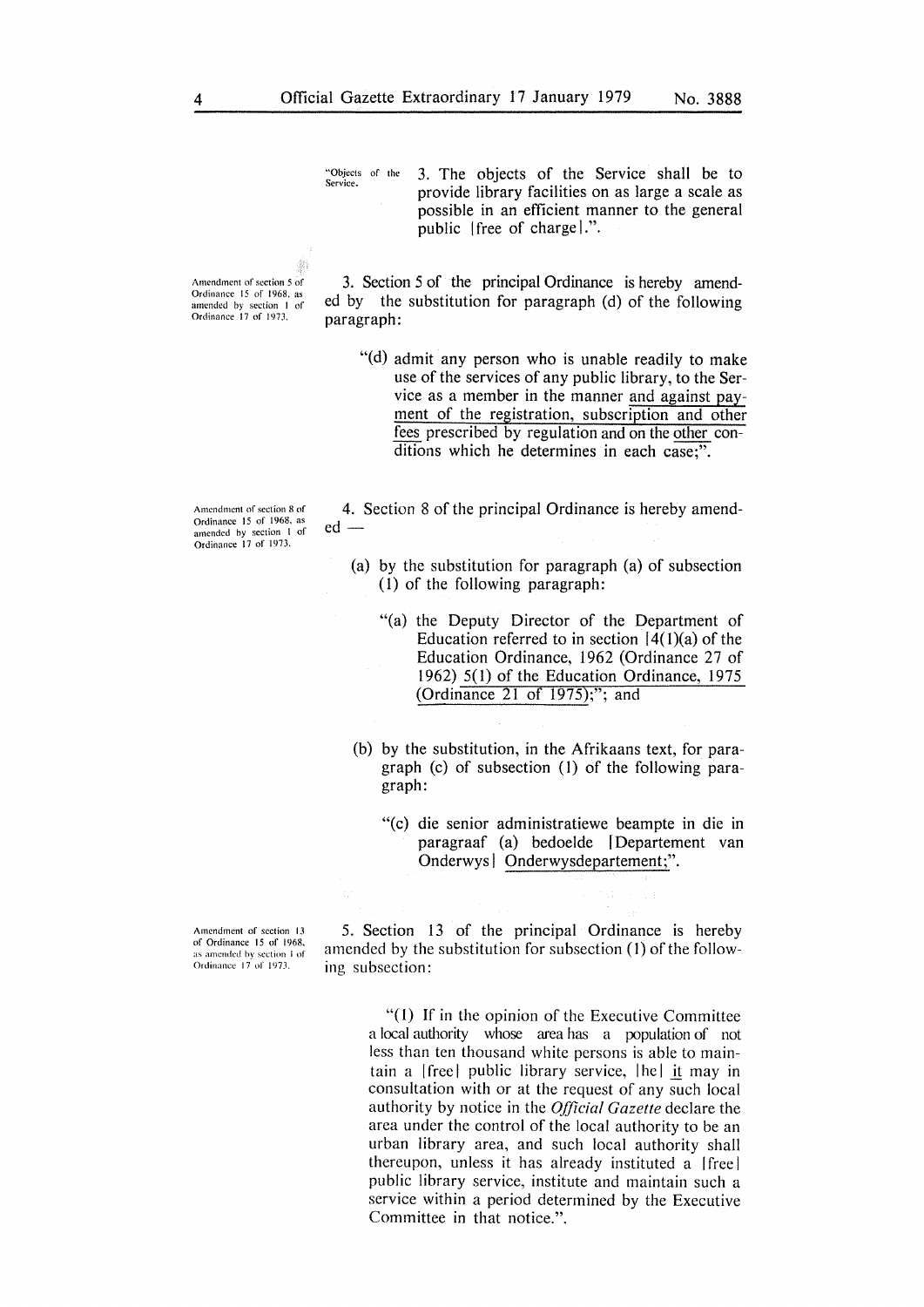"Objects of the Service.

3. The objects of the Service shall be to provide library facilities on as large a scale as possible in an efficient manner to the general public [free of charge].".

Amendment of section 5 of Ordinance 15 of 1968, as amended by section 1 of Ordinance 17 of 1973.

3. Section 5 of the principal Ordinance is hereby amended by the substitution for paragraph (d) of the following paragraph:

"(d) admit any person who is unable readily to make use of the services of any public library, to the Service as a member in the manner and against payment of the registration, subscription and other fees prescribed by regulation and on the other conditions which he determines in each case;".

Amendment of section 8 of Ordinance 15 of 1968, as amended by section 1 of Ordinance 17 of 1973.

4. Section 8 of the principal Ordinance is hereby amended —

(a) by the substitution for paragraph (a) of subsection (1) of the following paragraph:

"(a) the Deputy Director of the Department of Education referred to in section [4(1)(a) of the Education Ordinance, 1962 (Ordinance 27 of 1962)] 5(1) of the Education Ordinance, 1975 (Ordinance 21 of 1975);"; and

(b) by the substitution, in the Afrikaans text, for paragraph (c) of subsection (1) of the following paragraph:

"(c) die senior administratiewe beampte in die in paragraaf (a) bedoelde [Departement van Onderwys] Onderwysdepartement;".

Amendment of section 13 of Ordinance 15 of 1968, as amended by section 1 of Ordinance 17 of 1973.

5. Section 13 of the principal Ordinance is hereby amended by the substitution for subsection (1) of the following subsection:

"(1) If in the opinion of the Executive Committee a local authority whose area has a population of not less than ten thousand white persons is able to maintain a [free] public library service, [he] it may in consultation with or at the request of any such local authority by notice in the *Official Gazette* declare the area under the control of the local authority to be an urban library area, and such local authority shall thereupon, unless it has already instituted a [free] public library service, institute and maintain such a service within a period determined by the Executive Committee in that notice.".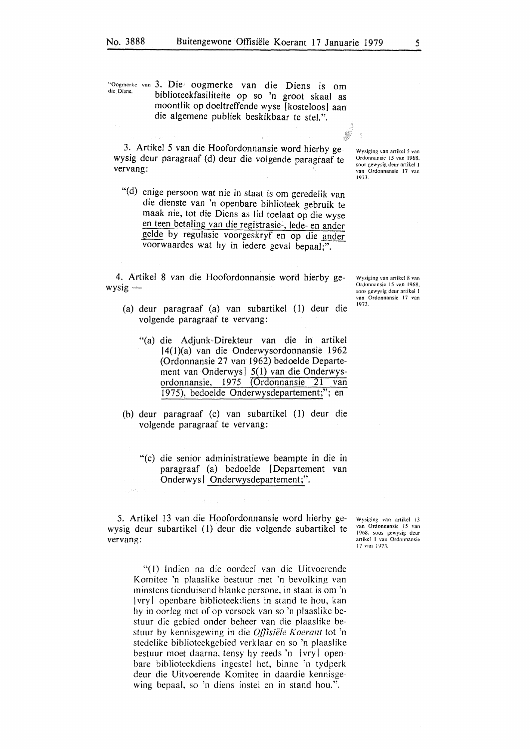"Oogmerke van die Diens.

3. Die oogmerke van die Diens is om biblioteekfasiliteite op so 'n groot skaal as moontlik op doeltreffende wyse [kosteloos] aan die algemene publiek beskikbaar te stel.".

Wysiging van artikel 5 van Ordonnansie 15 van 1968, soos gewysig deur artikel 1 van Ordonnansie 17 van 1973.

3. Artikel 5 van die Hoofordonnansie word hierby gewysig deur paragraaf (d) deur die volgende paragraaf te vervang:

"(d) enige persoon wat nie in staat is om geredelik van die dienste van 'n openbare biblioteek gebruik te maak nie, tot die Diens as lid toelaat op die wyse en teen betaling van die registrasie-, lede- en ander gelde by regulasie voorgeskryf en op die ander voorwaardes wat hy in iedere geval bepaal;".

Wysiging van artikel 8 van Ordonnansie 15 van 1968, soos gewysig deur artikel 1 van Ordonnansie 17 van 1973.

4. Artikel 8 van die Hoofordonnansie word hierby gewysig —

(a) deur paragraaf (a) van subartikel (1) deur die volgende paragraaf te vervang:

"(a) die Adjunk-Direkteur van die in artikel [4(1)(a) van die Onderwysordonnansie 1962 (Ordonnansie 27 van 1962) bedoelde Departement van Onderwys] 5(1) van die Onderwysordonnansie, 1975 (Ordonnansie 21 van 1975), bedoelde Onderwysdepartement;"; en

(b) deur paragraaf (c) van subartikel (1) deur die volgende paragraaf te vervang:

"(c) die senior administratiewe beampte in die in paragraaf (a) bedoelde [Departement van Onderwys] Onderwysdepartement;".

Wysiging van artikel 13 van Ordonnansie 15 van 1968, soos gewysig deur artikel 1 van Ordonnansie 17 van 1973.

5. Artikel 13 van die Hoofordonnansie word hierby gewysig deur subartikel (1) deur die volgende subartikel te vervang:

"(1) Indien na die oordeel van die Uitvoerende Komitee 'n plaaslike bestuur met 'n bevolking van minstens tienduisend blanke persone, in staat is om 'n [vry] openbare biblioteekdiens in stand te hou, kan hy in oorleg met of op versoek van so 'n plaaslike bestuur die gebied onder beheer van die plaaslike bestuur by kennisgewing in die *Offisiële Koerant* tot 'n stedelike biblioteekgebied verklaar en so 'n plaaslike bestuur moet daarna, tensy hy reeds 'n [vry] openbare biblioteekdiens ingestel het, binne 'n tydperk deur die Uitvoerende Komitee in daardie kennisgewing bepaal, so 'n diens instel en in stand hou.".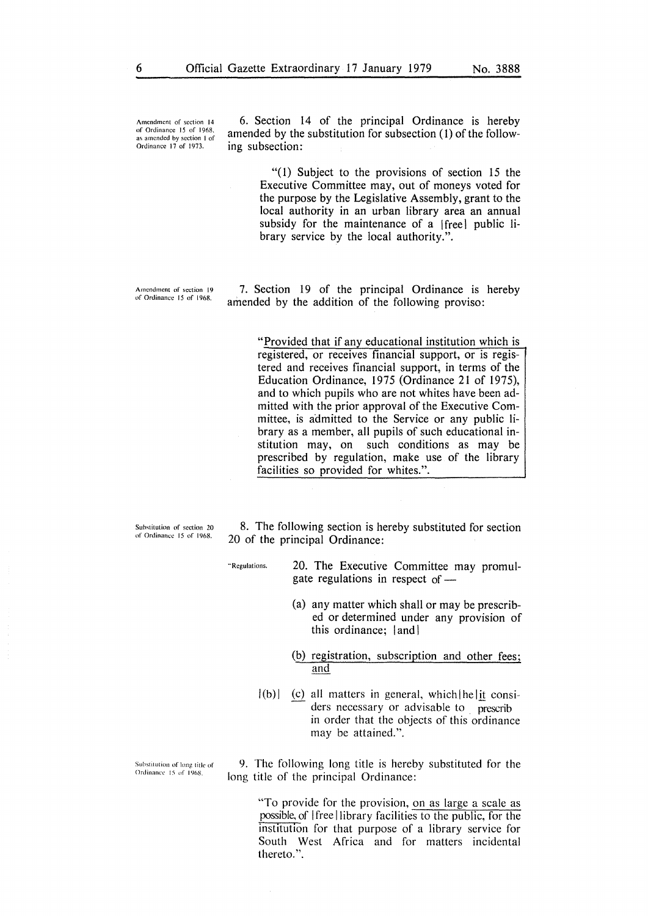Amendment of section 14 of Ordinance 15 of 1968, as amended by section 1 of Ordinance 17 of 1973.

6. Section 14 of the principal Ordinance is hereby amended by the substitution for subsection (1) of the following subsection:

"(1) Subject to the provisions of section 15 the Executive Committee may, out of moneys voted for the purpose by the Legislative Assembly, grant to the local authority in an urban library area an annual subsidy for the maintenance of a [free] public library service by the local authority.".

Amendment of section 19 of Ordinance 15 of 1968.

7. Section 19 of the principal Ordinance is hereby amended by the addition of the following proviso:

"Provided that if any educational institution which is registered, or receives financial support, or is registered and receives financial support, in terms of the Education Ordinance, 1975 (Ordinance 21 of 1975), and to which pupils who are not whites have been admitted with the prior approval of the Executive Committee, is admitted to the Service or any public library as a member, all pupils of such educational institution may, on such conditions as may be prescribed by regulation, make use of the library facilities so provided for whites.".

Substitution of section 20 of Ordinance 15 of 1968.

8. The following section is hereby substituted for section 20 of the principal Ordinance:

"Regulations.

20. The Executive Committee may promulgate regulations in respect of —

(a) any matter which shall or may be prescribed or determined under any provision of this ordinance; [and]

(b) registration, subscription and other fees; and

[(b)] (c) all matters in general, which [he] it considers necessary or advisable to prescrib in order that the objects of this ordinance may be attained.".

Substitution of long title of Ordinance 15 of 1968.

9. The following long title is hereby substituted for the long title of the principal Ordinance:

"To provide for the provision, on as large a scale as possible, of [free] library facilities to the public, for the institution for that purpose of a library service for South West Africa and for matters incidental thereto.".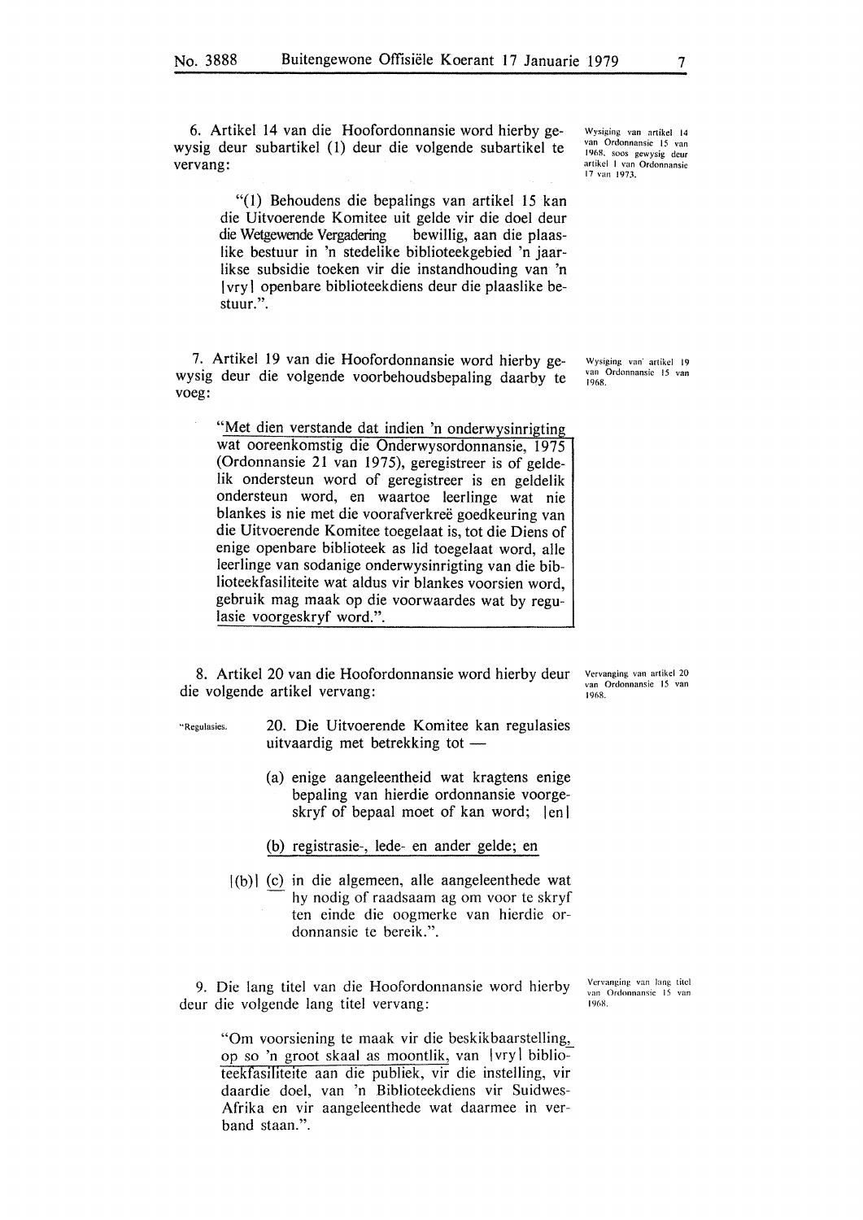6. Artikel 14 van die Hoofordonnansie word hierby gewysig deur subartikel (1) deur die volgende subartikel te vervang:

Wysiging van artikel 14 van Ordonnansie 15 van 1968, soos gewysig deur artikel 1 van Ordonnansie 17 van 1973.

> "(1) Behoudens die bepalings van artikel 15 kan die Uitvoerende Komitee uit gelde vir die doel deur die Wetgewende Vergadering bewillig, aan die plaaslike bestuur in 'n stedelike biblioteekgebied 'n jaarlikse subsidie toeken vir die instandhouding van 'n [vry] openbare biblioteekdiens deur die plaaslike bestuur.".

7. Artikel 19 van die Hoofordonnansie word hierby gewysig deur die volgende voorbehoudsbepaling daarby te voeg:

Wysiging van artikel 19 van Ordonnansie 15 van 1968.

> "Met dien verstande dat indien 'n onderwysinrigting wat ooreenkomstig die Onderwysordonnansie, 1975 (Ordonnansie 21 van 1975), geregistreer is of geldelik ondersteun word of geregistreer is en geldelik ondersteun word, en waartoe leerlinge wat nie blankes is nie met die voorafverkreë goedkeuring van die Uitvoerende Komitee toegelaat is, tot die Diens of enige openbare biblioteek as lid toegelaat word, alle leerlinge van sodanige onderwysinrigting van die biblioteekfasiliteite wat aldus vir blankes voorsien word, gebruik mag maak op die voorwaardes wat by regulasie voorgeskryf word.".

8. Artikel 20 van die Hoofordonnansie word hierby deur die volgende artikel vervang:

Vervanging van artikel 20 van Ordonnansie 15 van 1968.

"Regulasies.

> 20. Die Uitvoerende Komitee kan regulasies uitvaardig met betrekking tot —
>
> (a) enige aangeleentheid wat kragtens enige bepaling van hierdie ordonnansie voorgeskryf of bepaal moet of kan word; [en]
>
> (b) registrasie-, lede- en ander gelde; en
>
> [(b)] (c) in die algemeen, alle aangeleenthede wat hy nodig of raadsaam ag om voor te skryf ten einde die oogmerke van hierdie ordonnansie te bereik.".

9. Die lang titel van die Hoofordonnansie word hierby deur die volgende lang titel vervang:

Vervanging van lang titel van Ordonnansie 15 van 1968.

> "Om voorsiening te maak vir die beskikbaarstelling, op so 'n groot skaal as moontlik, van [vry] biblioteekfasiliteite aan die publiek, vir die instelling, vir daardie doel, van 'n Biblioteekdiens vir Suidwes-Afrika en vir aangeleenthede wat daarmee in verband staan.".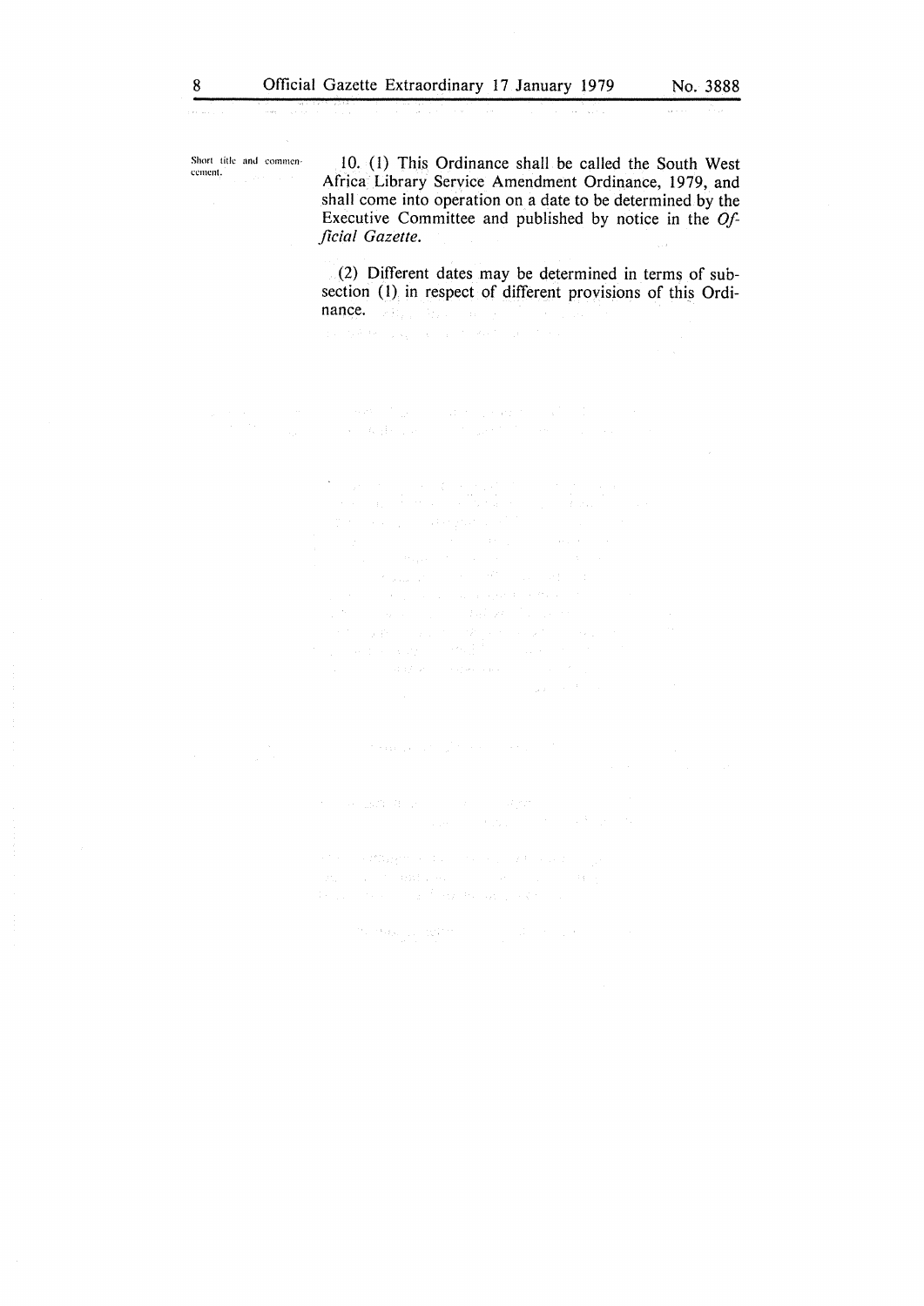Short title and commencement.

10. (1) This Ordinance shall be called the South West Africa Library Service Amendment Ordinance, 1979, and shall come into operation on a date to be determined by the Executive Committee and published by notice in the *Official Gazette.*

(2) Different dates may be determined in terms of subsection (1) in respect of different provisions of this Ordinance.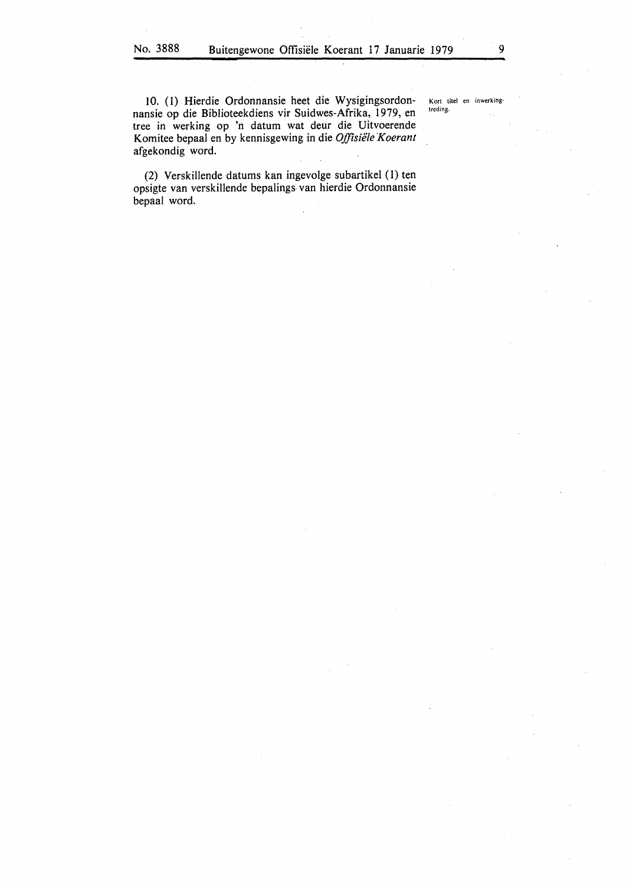10. (1) Hierdie Ordonnansie heet die Wysigingsordonnansie op die Biblioteekdiens vir Suidwes-Afrika, 1979, en tree in werking op 'n datum wat deur die Uitvoerende Komitee bepaal en by kennisgewing in die *Offisiële Koerant* afgekondig word.

Kort titel en inwerkingtreding.

(2) Verskillende datums kan ingevolge subartikel (1) ten opsigte van verskillende bepalings van hierdie Ordonnansie bepaal word.